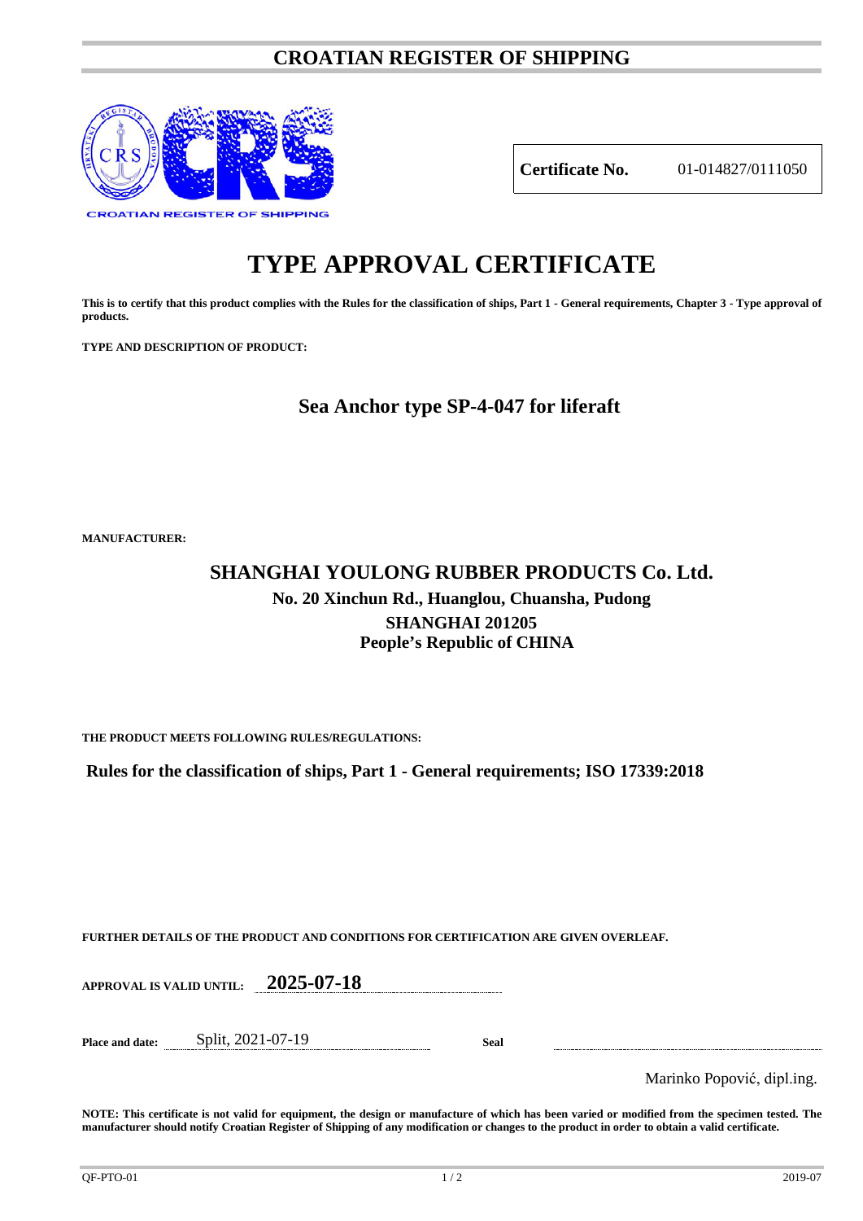# CROATIAN REGISTER OF SHIPPING

CROATIAN REGISTER OF SHIPPING

| **Certificate No.** | 01-014827/0111050 |
|---|---|

# TYPE APPROVAL CERTIFICATE

**This is to certify that this product complies with the Rules for the classification of ships, Part 1 - General requirements, Chapter 3 - Type approval of products.**

**TYPE AND DESCRIPTION OF PRODUCT:**

## Sea Anchor type SP-4-047 for liferaft

**MANUFACTURER:**

## SHANGHAI YOULONG RUBBER PRODUCTS Co. Ltd.

### No. 20 Xinchun Rd., Huanglou, Chuansha, Pudong
### SHANGHAI 201205
### People's Republic of CHINA

**THE PRODUCT MEETS FOLLOWING RULES/REGULATIONS:**

**Rules for the classification of ships, Part 1 - General requirements; ISO 17339:2018**

**FURTHER DETAILS OF THE PRODUCT AND CONDITIONS FOR CERTIFICATION ARE GIVEN OVERLEAF.**

**APPROVAL IS VALID UNTIL:** **2025-07-18**

**Place and date:** Split, 2021-07-19 **Seal**

Marinko Popović, dipl.ing.

**NOTE: This certificate is not valid for equipment, the design or manufacture of which has been varied or modified from the specimen tested. The manufacturer should notify Croatian Register of Shipping of any modification or changes to the product in order to obtain a valid certificate.**

QF-PTO-01 2019-07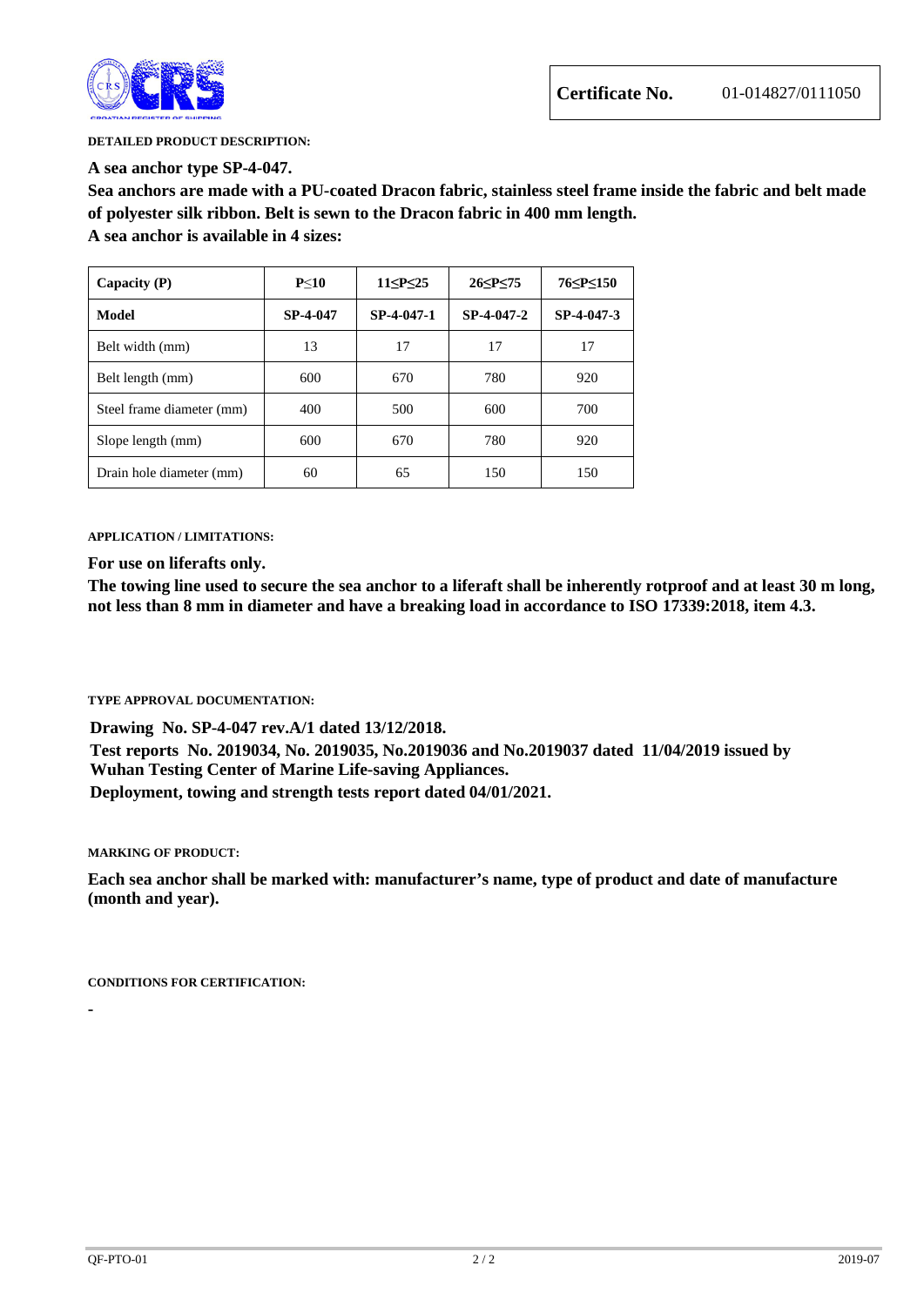Certificate No. 01-014827/0111050

**DETAILED PRODUCT DESCRIPTION:**

**A sea anchor type SP-4-047.**
**Sea anchors are made with a PU-coated Dracon fabric, stainless steel frame inside the fabric and belt made of polyester silk ribbon. Belt is sewn to the Dracon fabric in 400 mm length.**
**A sea anchor is available in 4 sizes:**

| **Capacity (P)** | **P≤10** | **11≤P≤25** | **26≤P≤75** | **76≤P≤150** |
|---|---|---|---|---|
| **Model** | **SP-4-047** | **SP-4-047-1** | **SP-4-047-2** | **SP-4-047-3** |
| Belt width (mm) | 13 | 17 | 17 | 17 |
| Belt length (mm) | 600 | 670 | 780 | 920 |
| Steel frame diameter (mm) | 400 | 500 | 600 | 700 |
| Slope length (mm) | 600 | 670 | 780 | 920 |
| Drain hole diameter (mm) | 60 | 65 | 150 | 150 |

**APPLICATION / LIMITATIONS:**

**For use on liferafts only.**
**The towing line used to secure the sea anchor to a liferaft shall be inherently rotproof and at least 30 m long, not less than 8 mm in diameter and have a breaking load in accordance to ISO 17339:2018, item 4.3.**

**TYPE APPROVAL DOCUMENTATION:**

**Drawing No. SP-4-047 rev.A/1 dated 13/12/2018.**
**Test reports No. 2019034, No. 2019035, No.2019036 and No.2019037 dated 11/04/2019 issued by Wuhan Testing Center of Marine Life-saving Appliances.**
**Deployment, towing and strength tests report dated 04/01/2021.**

**MARKING OF PRODUCT:**

**Each sea anchor shall be marked with: manufacturer's name, type of product and date of manufacture (month and year).**

**CONDITIONS FOR CERTIFICATION:**

**-**